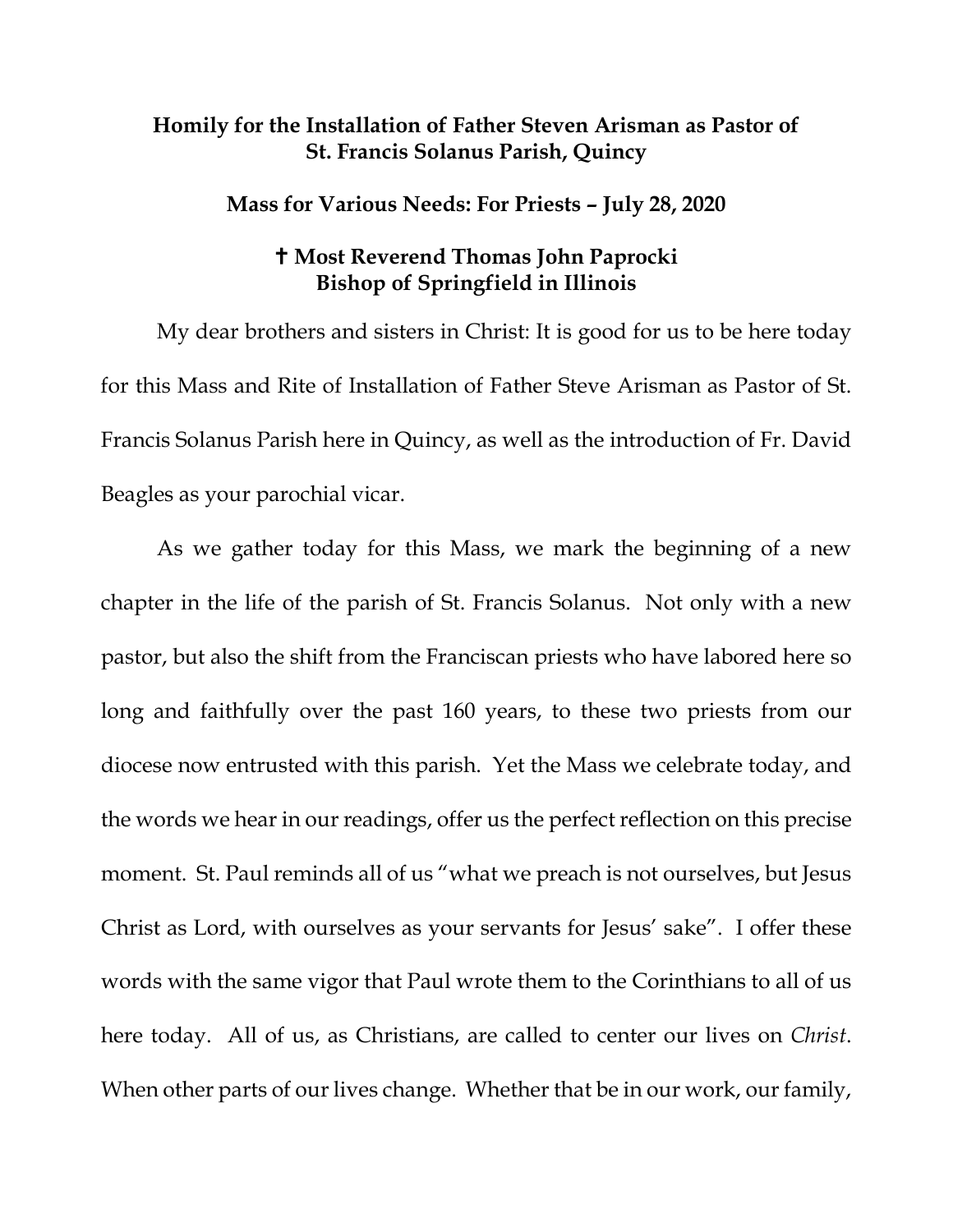**Homily for the Installation of Father Steven Arisman as Pastor of St. Francis Solanus Parish, Quincy**

**Mass for Various Needs: For Priests – July 28, 2020**

**✝ Most Reverend Thomas John Paprocki**
**Bishop of Springfield in Illinois**

My dear brothers and sisters in Christ: It is good for us to be here today for this Mass and Rite of Installation of Father Steve Arisman as Pastor of St. Francis Solanus Parish here in Quincy, as well as the introduction of Fr. David Beagles as your parochial vicar.

As we gather today for this Mass, we mark the beginning of a new chapter in the life of the parish of St. Francis Solanus. Not only with a new pastor, but also the shift from the Franciscan priests who have labored here so long and faithfully over the past 160 years, to these two priests from our diocese now entrusted with this parish. Yet the Mass we celebrate today, and the words we hear in our readings, offer us the perfect reflection on this precise moment. St. Paul reminds all of us "what we preach is not ourselves, but Jesus Christ as Lord, with ourselves as your servants for Jesus' sake". I offer these words with the same vigor that Paul wrote them to the Corinthians to all of us here today. All of us, as Christians, are called to center our lives on *Christ*. When other parts of our lives change. Whether that be in our work, our family,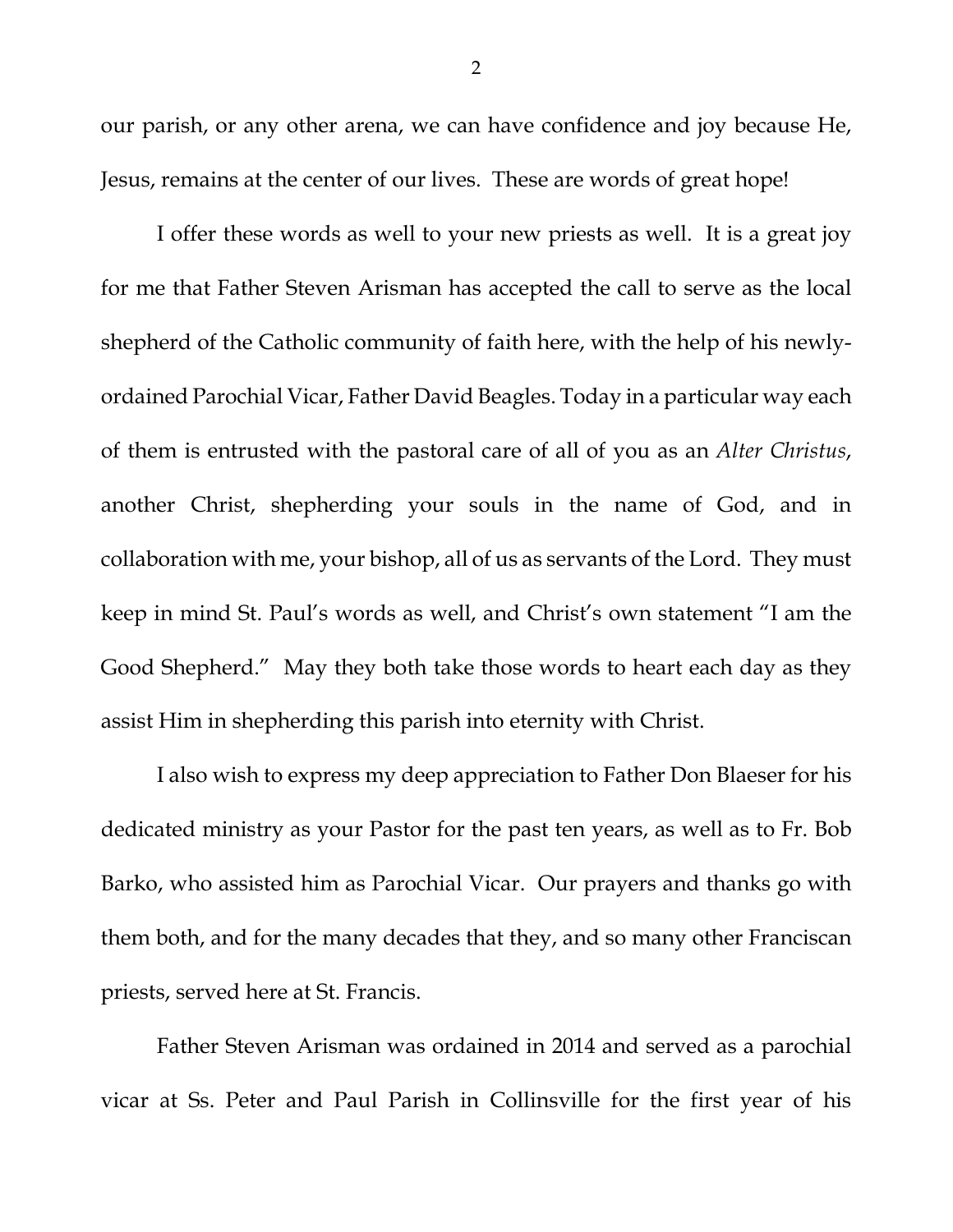our parish, or any other arena, we can have confidence and joy because He, Jesus, remains at the center of our lives. These are words of great hope!

I offer these words as well to your new priests as well. It is a great joy for me that Father Steven Arisman has accepted the call to serve as the local shepherd of the Catholic community of faith here, with the help of his newly-ordained Parochial Vicar, Father David Beagles. Today in a particular way each of them is entrusted with the pastoral care of all of you as an *Alter Christus*, another Christ, shepherding your souls in the name of God, and in collaboration with me, your bishop, all of us as servants of the Lord. They must keep in mind St. Paul's words as well, and Christ's own statement "I am the Good Shepherd." May they both take those words to heart each day as they assist Him in shepherding this parish into eternity with Christ.

I also wish to express my deep appreciation to Father Don Blaeser for his dedicated ministry as your Pastor for the past ten years, as well as to Fr. Bob Barko, who assisted him as Parochial Vicar. Our prayers and thanks go with them both, and for the many decades that they, and so many other Franciscan priests, served here at St. Francis.

Father Steven Arisman was ordained in 2014 and served as a parochial vicar at Ss. Peter and Paul Parish in Collinsville for the first year of his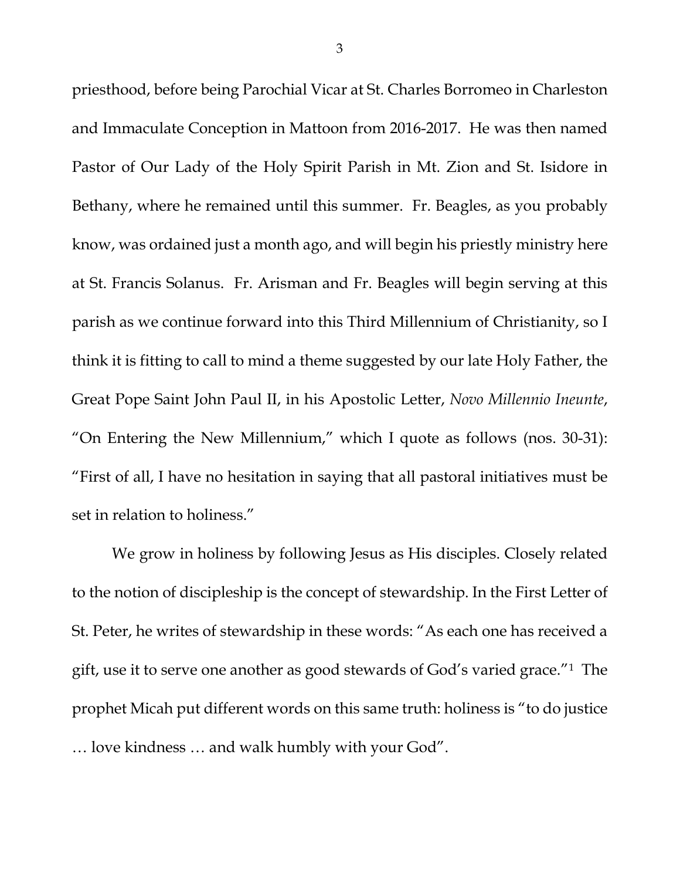priesthood, before being Parochial Vicar at St. Charles Borromeo in Charleston and Immaculate Conception in Mattoon from 2016-2017. He was then named Pastor of Our Lady of the Holy Spirit Parish in Mt. Zion and St. Isidore in Bethany, where he remained until this summer. Fr. Beagles, as you probably know, was ordained just a month ago, and will begin his priestly ministry here at St. Francis Solanus. Fr. Arisman and Fr. Beagles will begin serving at this parish as we continue forward into this Third Millennium of Christianity, so I think it is fitting to call to mind a theme suggested by our late Holy Father, the Great Pope Saint John Paul II, in his Apostolic Letter, *Novo Millennio Ineunte*, "On Entering the New Millennium," which I quote as follows (nos. 30-31): "First of all, I have no hesitation in saying that all pastoral initiatives must be set in relation to holiness."

We grow in holiness by following Jesus as His disciples. Closely related to the notion of discipleship is the concept of stewardship. In the First Letter of St. Peter, he writes of stewardship in these words: "As each one has received a gift, use it to serve one another as good stewards of God's varied grace."[1] The prophet Micah put different words on this same truth: holiness is "to do justice … love kindness … and walk humbly with your God".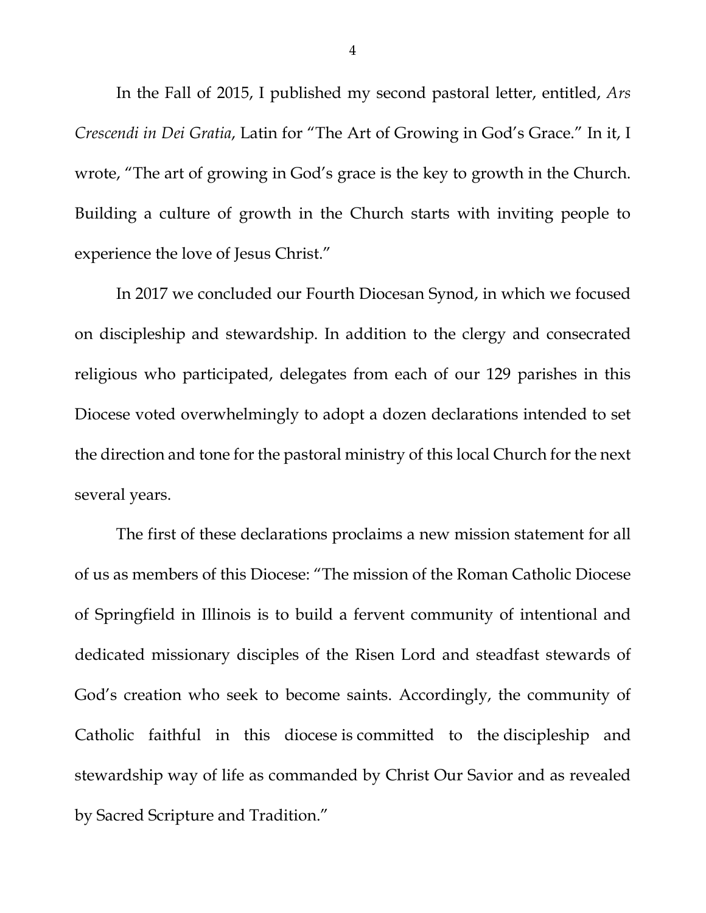In the Fall of 2015, I published my second pastoral letter, entitled, *Ars Crescendi in Dei Gratia*, Latin for "The Art of Growing in God's Grace." In it, I wrote, "The art of growing in God's grace is the key to growth in the Church. Building a culture of growth in the Church starts with inviting people to experience the love of Jesus Christ."

In 2017 we concluded our Fourth Diocesan Synod, in which we focused on discipleship and stewardship. In addition to the clergy and consecrated religious who participated, delegates from each of our 129 parishes in this Diocese voted overwhelmingly to adopt a dozen declarations intended to set the direction and tone for the pastoral ministry of this local Church for the next several years.

The first of these declarations proclaims a new mission statement for all of us as members of this Diocese: "The mission of the Roman Catholic Diocese of Springfield in Illinois is to build a fervent community of intentional and dedicated missionary disciples of the Risen Lord and steadfast stewards of God's creation who seek to become saints. Accordingly, the community of Catholic faithful in this diocese is committed to the discipleship and stewardship way of life as commanded by Christ Our Savior and as revealed by Sacred Scripture and Tradition."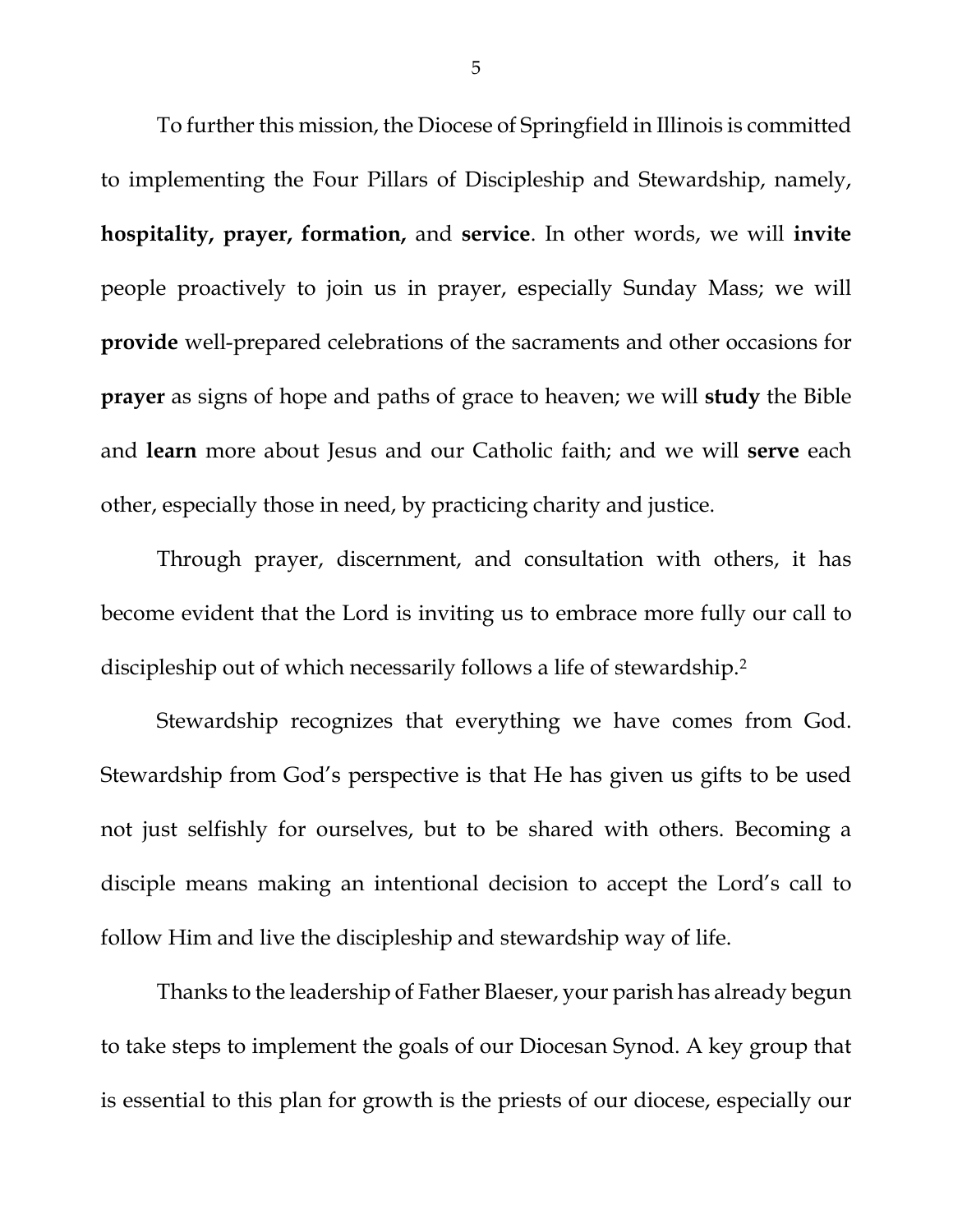To further this mission, the Diocese of Springfield in Illinois is committed to implementing the Four Pillars of Discipleship and Stewardship, namely, **hospitality, prayer, formation,** and **service**. In other words, we will **invite** people proactively to join us in prayer, especially Sunday Mass; we will **provide** well-prepared celebrations of the sacraments and other occasions for **prayer** as signs of hope and paths of grace to heaven; we will **study** the Bible and **learn** more about Jesus and our Catholic faith; and we will **serve** each other, especially those in need, by practicing charity and justice.

Through prayer, discernment, and consultation with others, it has become evident that the Lord is inviting us to embrace more fully our call to discipleship out of which necessarily follows a life of stewardship.[2]

Stewardship recognizes that everything we have comes from God. Stewardship from God's perspective is that He has given us gifts to be used not just selfishly for ourselves, but to be shared with others. Becoming a disciple means making an intentional decision to accept the Lord's call to follow Him and live the discipleship and stewardship way of life.

Thanks to the leadership of Father Blaeser, your parish has already begun to take steps to implement the goals of our Diocesan Synod. A key group that is essential to this plan for growth is the priests of our diocese, especially our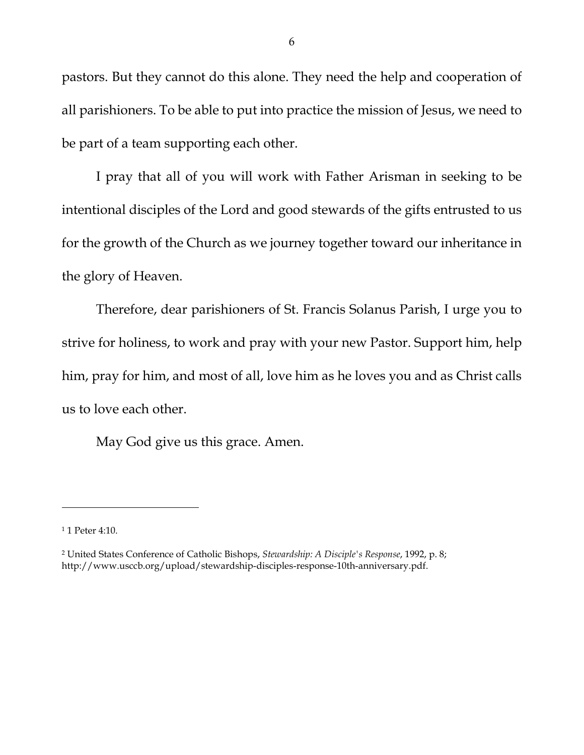pastors. But they cannot do this alone. They need the help and cooperation of all parishioners. To be able to put into practice the mission of Jesus, we need to be part of a team supporting each other.

I pray that all of you will work with Father Arisman in seeking to be intentional disciples of the Lord and good stewards of the gifts entrusted to us for the growth of the Church as we journey together toward our inheritance in the glory of Heaven.

Therefore, dear parishioners of St. Francis Solanus Parish, I urge you to strive for holiness, to work and pray with your new Pastor. Support him, help him, pray for him, and most of all, love him as he loves you and as Christ calls us to love each other.

May God give us this grace. Amen.

---

[1] 1 Peter 4:10.

[2] United States Conference of Catholic Bishops, *Stewardship: A Disciple's Response*, 1992, p. 8; http://www.usccb.org/upload/stewardship-disciples-response-10th-anniversary.pdf.